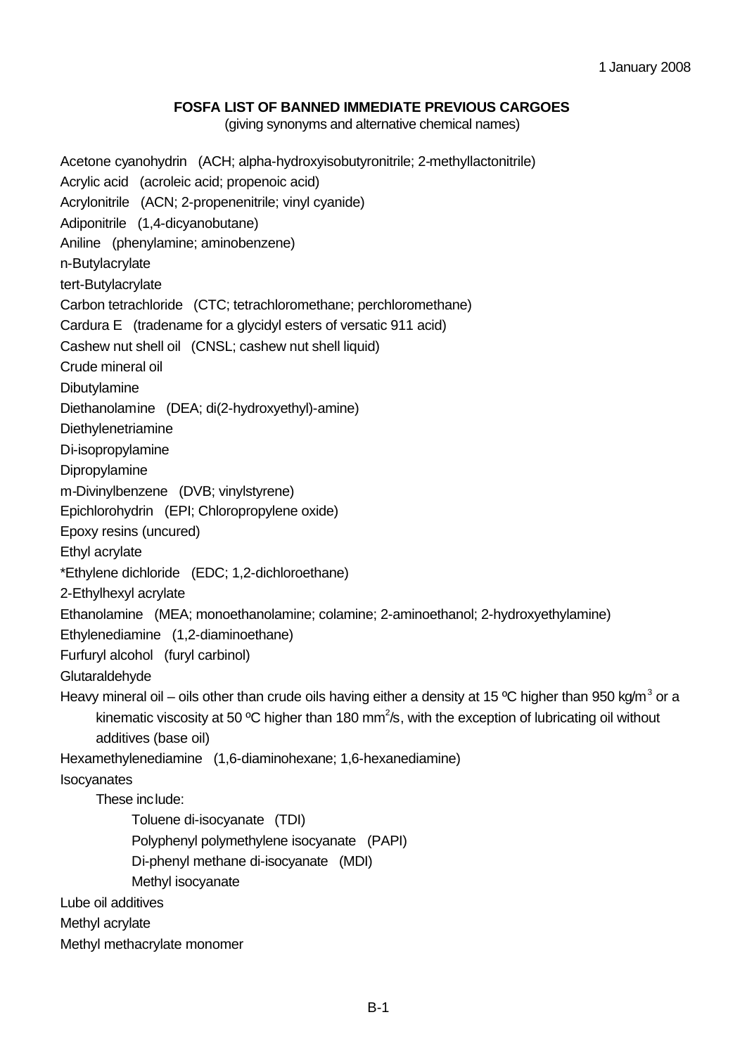1 January 2008

# FOSFA LIST OF BANNED IMMEDIATE PREVIOUS CARGOES

(giving synonyms and alternative chemical names)

Acetone cyanohydrin (ACH; alpha-hydroxyisobutyronitrile; 2-methyllactonitrile)

Acrylic acid (acroleic acid; propenoic acid)

Acrylonitrile (ACN; 2-propenenitrile; vinyl cyanide)

Adiponitrile (1,4-dicyanobutane)

Aniline (phenylamine; aminobenzene)

n-Butylacrylate

tert-Butylacrylate

Carbon tetrachloride (CTC; tetrachloromethane; perchloromethane)

Cardura E (tradename for a glycidyl esters of versatic 911 acid)

Cashew nut shell oil (CNSL; cashew nut shell liquid)

Crude mineral oil

Dibutylamine

Diethanolamine (DEA; di(2-hydroxyethyl)-amine)

Diethylenetriamine

Di-isopropylamine

Dipropylamine

m-Divinylbenzene (DVB; vinylstyrene)

Epichlorohydrin (EPI; Chloropropylene oxide)

Epoxy resins (uncured)

Ethyl acrylate

*Ethylene dichloride (EDC; 1,2-dichloroethane)

2-Ethylhexyl acrylate

Ethanolamine (MEA; monoethanolamine; colamine; 2-aminoethanol; 2-hydroxyethylamine)

Ethylenediamine (1,2-diaminoethane)

Furfuryl alcohol (furyl carbinol)

Glutaraldehyde

Heavy mineral oil – oils other than crude oils having either a density at 15 ºC higher than 950 kg/m$^3$ or a kinematic viscosity at 50 ºC higher than 180 mm$^2$/s, with the exception of lubricating oil without additives (base oil)

Hexamethylenediamine (1,6-diaminohexane; 1,6-hexanediamine)

Isocyanates

- These include:
  - Toluene di-isocyanate (TDI)
  - Polyphenyl polymethylene isocyanate (PAPI)
  - Di-phenyl methane di-isocyanate (MDI)
  - Methyl isocyanate

Lube oil additives

Methyl acrylate

Methyl methacrylate monomer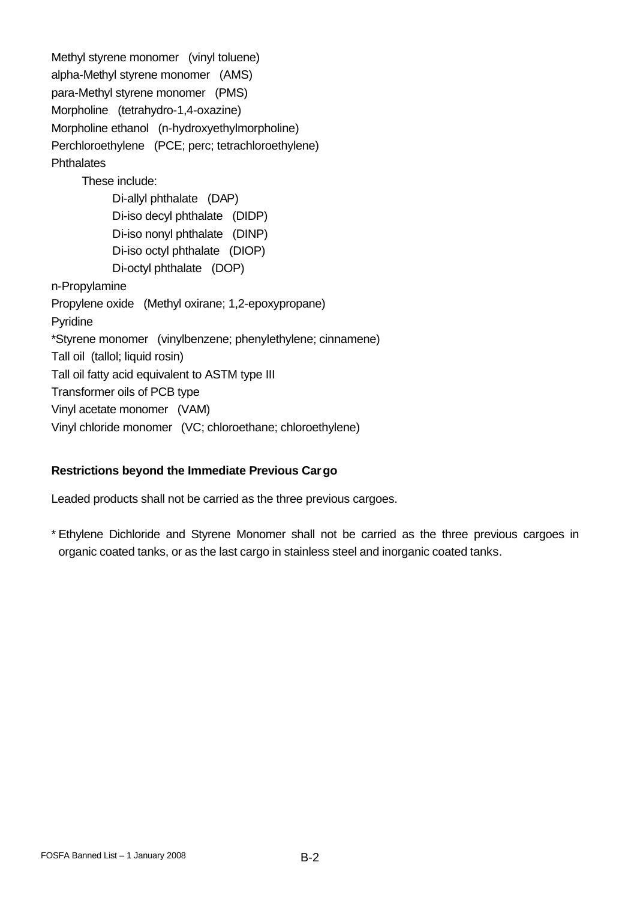Methyl styrene monomer (vinyl toluene)
alpha-Methyl styrene monomer (AMS)
para-Methyl styrene monomer (PMS)
Morpholine (tetrahydro-1,4-oxazine)
Morpholine ethanol (n-hydroxyethylmorpholine)
Perchloroethylene (PCE; perc; tetrachloroethylene)
Phthalates

These include:

- Di-allyl phthalate (DAP)
- Di-iso decyl phthalate (DIDP)
- Di-iso nonyl phthalate (DINP)
- Di-iso octyl phthalate (DIOP)
- Di-octyl phthalate (DOP)

n-Propylamine
Propylene oxide (Methyl oxirane; 1,2-epoxypropane)
Pyridine
*Styrene monomer (vinylbenzene; phenylethylene; cinnamene)
Tall oil (tallol; liquid rosin)
Tall oil fatty acid equivalent to ASTM type III
Transformer oils of PCB type
Vinyl acetate monomer (VAM)
Vinyl chloride monomer (VC; chloroethane; chloroethylene)

**Restrictions beyond the Immediate Previous Cargo**

Leaded products shall not be carried as the three previous cargoes.

* Ethylene Dichloride and Styrene Monomer shall not be carried as the three previous cargoes in organic coated tanks, or as the last cargo in stainless steel and inorganic coated tanks.